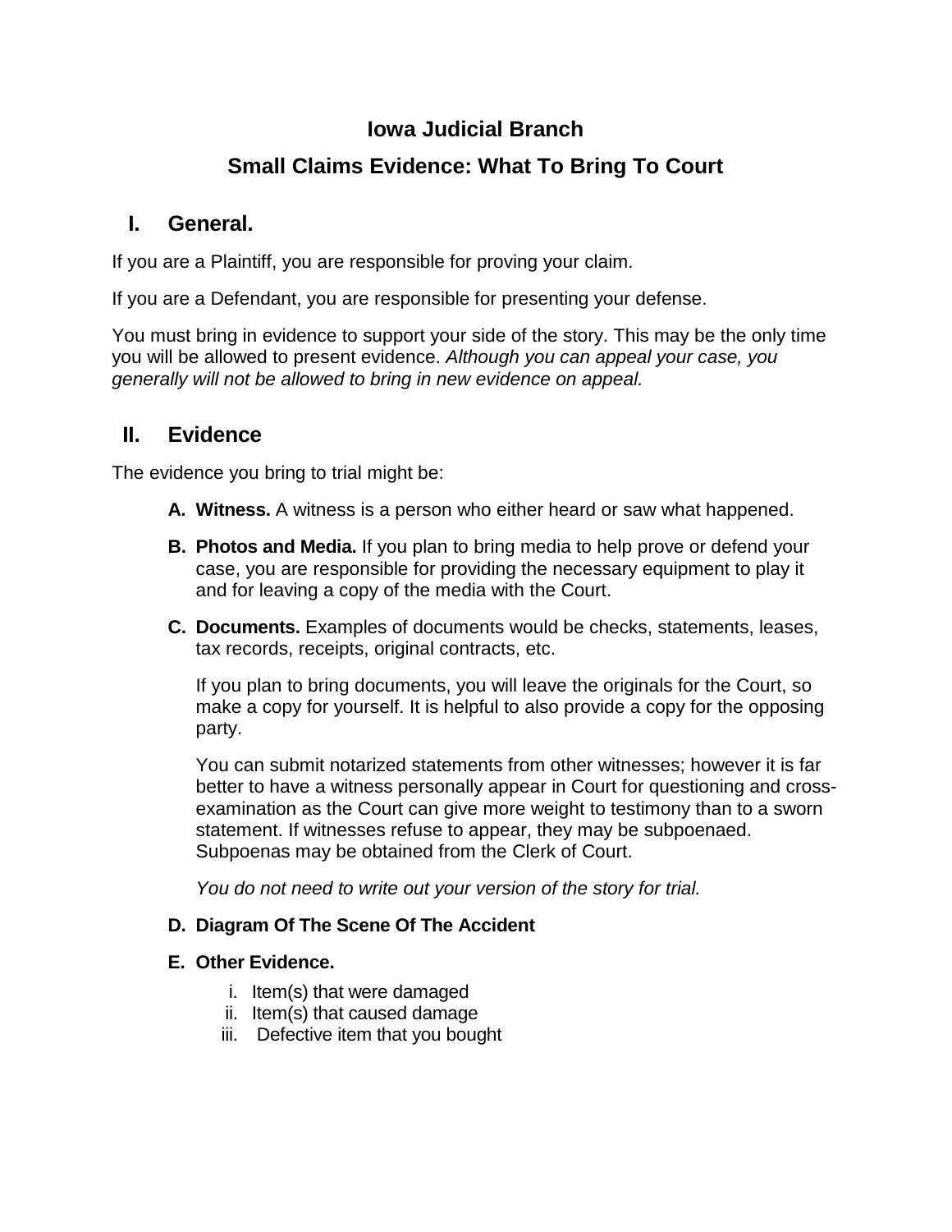# Iowa Judicial Branch

# Small Claims Evidence: What To Bring To Court

## I. General.

If you are a Plaintiff, you are responsible for proving your claim.

If you are a Defendant, you are responsible for presenting your defense.

You must bring in evidence to support your side of the story. This may be the only time you will be allowed to present evidence. *Although you can appeal your case, you generally will not be allowed to bring in new evidence on appeal.*

## II. Evidence

The evidence you bring to trial might be:

A. **Witness.** A witness is a person who either heard or saw what happened.

B. **Photos and Media.** If you plan to bring media to help prove or defend your case, you are responsible for providing the necessary equipment to play it and for leaving a copy of the media with the Court.

C. **Documents.** Examples of documents would be checks, statements, leases, tax records, receipts, original contracts, etc.

   If you plan to bring documents, you will leave the originals for the Court, so make a copy for yourself. It is helpful to also provide a copy for the opposing party.

   You can submit notarized statements from other witnesses; however it is far better to have a witness personally appear in Court for questioning and cross-examination as the Court can give more weight to testimony than to a sworn statement. If witnesses refuse to appear, they may be subpoenaed. Subpoenas may be obtained from the Clerk of Court.

   *You do not need to write out your version of the story for trial.*

D. **Diagram Of The Scene Of The Accident**

E. **Other Evidence.**

   i. Item(s) that were damaged
   
   ii. Item(s) that caused damage
   
   iii. Defective item that you bought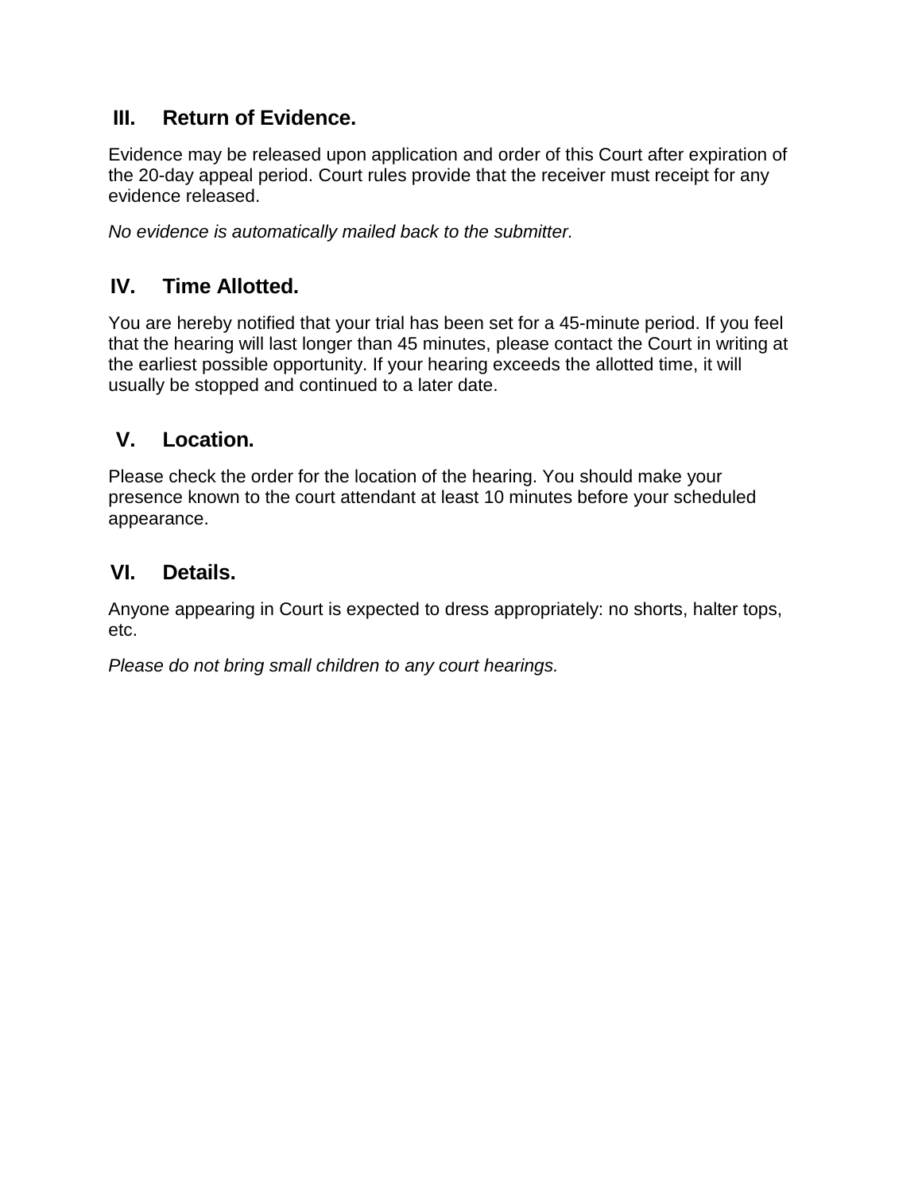## III. Return of Evidence.

Evidence may be released upon application and order of this Court after expiration of the 20-day appeal period. Court rules provide that the receiver must receipt for any evidence released.

*No evidence is automatically mailed back to the submitter.*

## IV. Time Allotted.

You are hereby notified that your trial has been set for a 45-minute period. If you feel that the hearing will last longer than 45 minutes, please contact the Court in writing at the earliest possible opportunity. If your hearing exceeds the allotted time, it will usually be stopped and continued to a later date.

## V. Location.

Please check the order for the location of the hearing. You should make your presence known to the court attendant at least 10 minutes before your scheduled appearance.

## VI. Details.

Anyone appearing in Court is expected to dress appropriately: no shorts, halter tops, etc.

*Please do not bring small children to any court hearings.*